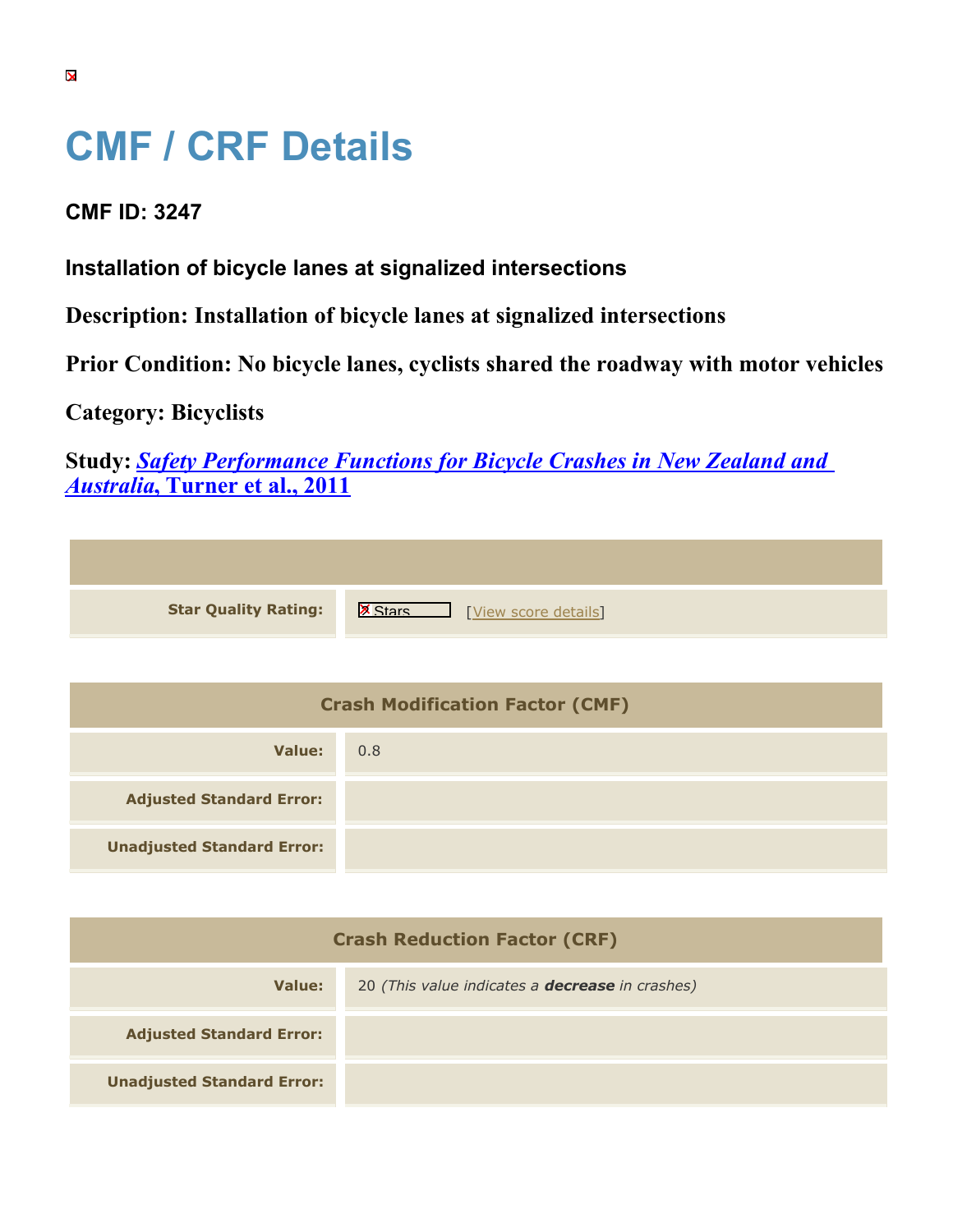# CMF / CRF Details

**CMF ID: 3247**

**Installation of bicycle lanes at signalized intersections**

**Description: Installation of bicycle lanes at signalized intersections**

**Prior Condition: No bicycle lanes, cyclists shared the roadway with motor vehicles**

**Category: Bicyclists**

**Study: *Safety Performance Functions for Bicycle Crashes in New Zealand and Australia*, Turner et al., 2011**

| | |
|---|---|
| **Star Quality Rating:** | Stars [View score details] |

| Crash Modification Factor (CMF) | |
|---|---|
| **Value:** | 0.8 |
| **Adjusted Standard Error:** | |
| **Unadjusted Standard Error:** | |

| Crash Reduction Factor (CRF) | |
|---|---|
| **Value:** | 20 *(This value indicates a **decrease** in crashes)* |
| **Adjusted Standard Error:** | |
| **Unadjusted Standard Error:** | |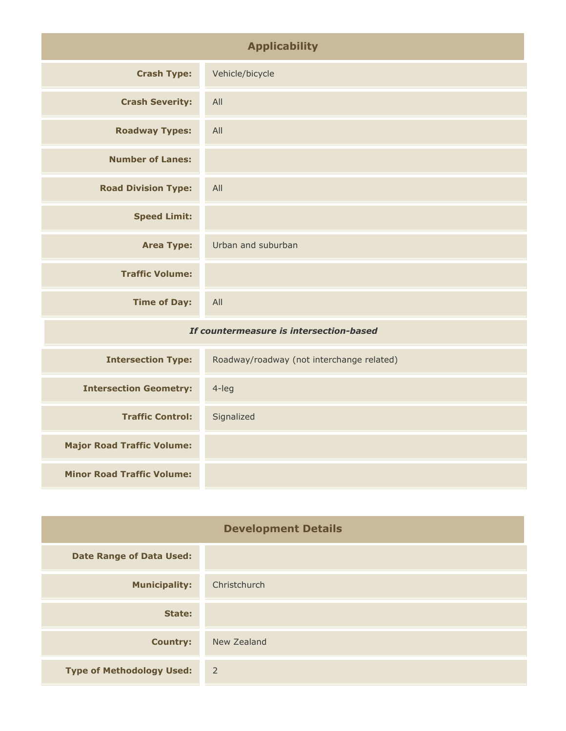## Applicability

| | |
|---|---|
| **Crash Type:** | Vehicle/bicycle |
| **Crash Severity:** | All |
| **Roadway Types:** | All |
| **Number of Lanes:** | |
| **Road Division Type:** | All |
| **Speed Limit:** | |
| **Area Type:** | Urban and suburban |
| **Traffic Volume:** | |
| **Time of Day:** | All |
| ***If countermeasure is intersection-based*** | |
| **Intersection Type:** | Roadway/roadway (not interchange related) |
| **Intersection Geometry:** | 4-leg |
| **Traffic Control:** | Signalized |
| **Major Road Traffic Volume:** | |
| **Minor Road Traffic Volume:** | |

## Development Details

| | |
|---|---|
| **Date Range of Data Used:** | |
| **Municipality:** | Christchurch |
| **State:** | |
| **Country:** | New Zealand |
| **Type of Methodology Used:** | 2 |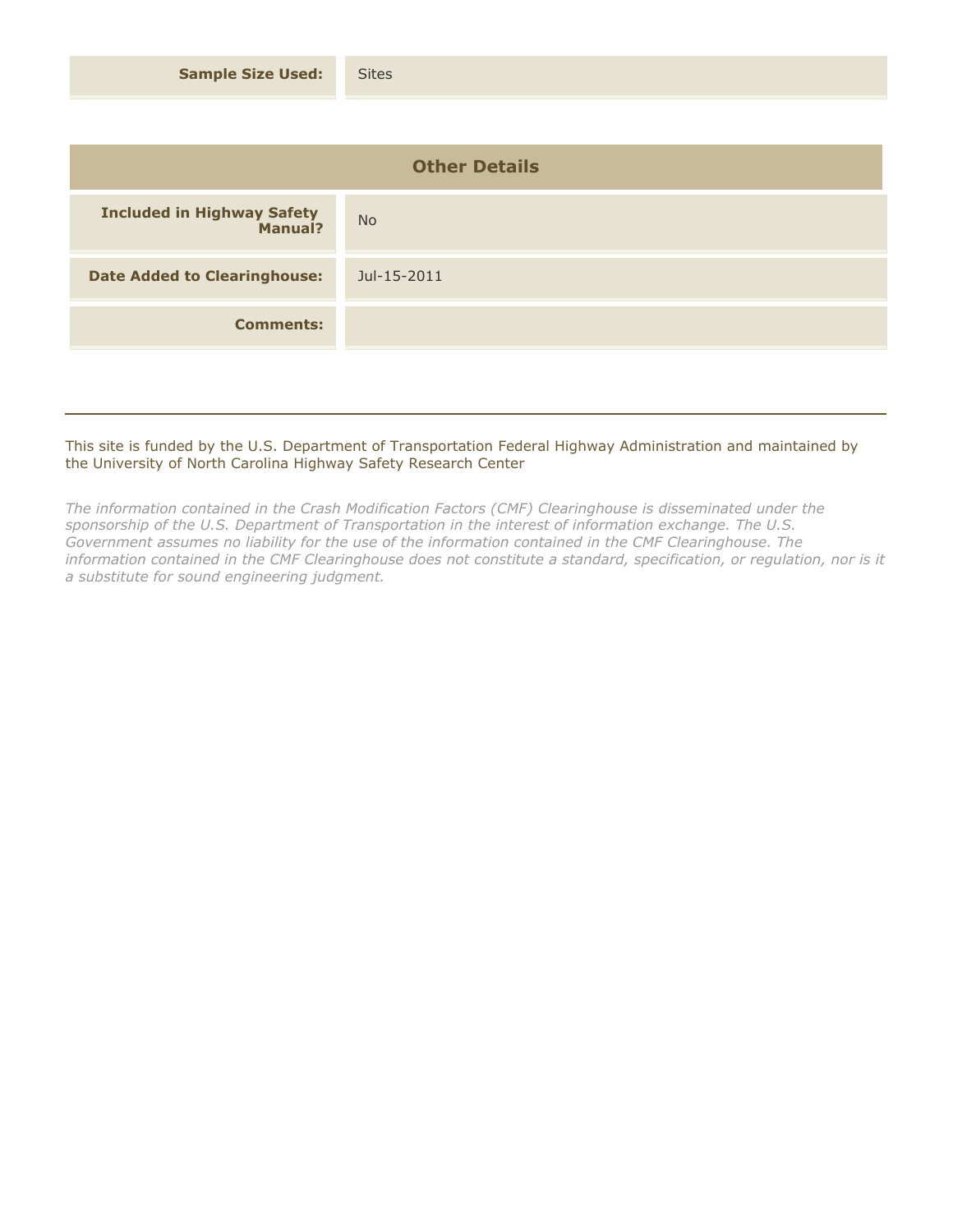| | |
|---|---|
| **Sample Size Used:** | Sites |

## Other Details

| | |
|---|---|
| **Included in Highway Safety Manual?** | No |
| **Date Added to Clearinghouse:** | Jul-15-2011 |
| **Comments:** | |

---

This site is funded by the U.S. Department of Transportation Federal Highway Administration and maintained by the University of North Carolina Highway Safety Research Center

*The information contained in the Crash Modification Factors (CMF) Clearinghouse is disseminated under the sponsorship of the U.S. Department of Transportation in the interest of information exchange. The U.S. Government assumes no liability for the use of the information contained in the CMF Clearinghouse. The information contained in the CMF Clearinghouse does not constitute a standard, specification, or regulation, nor is it a substitute for sound engineering judgment.*